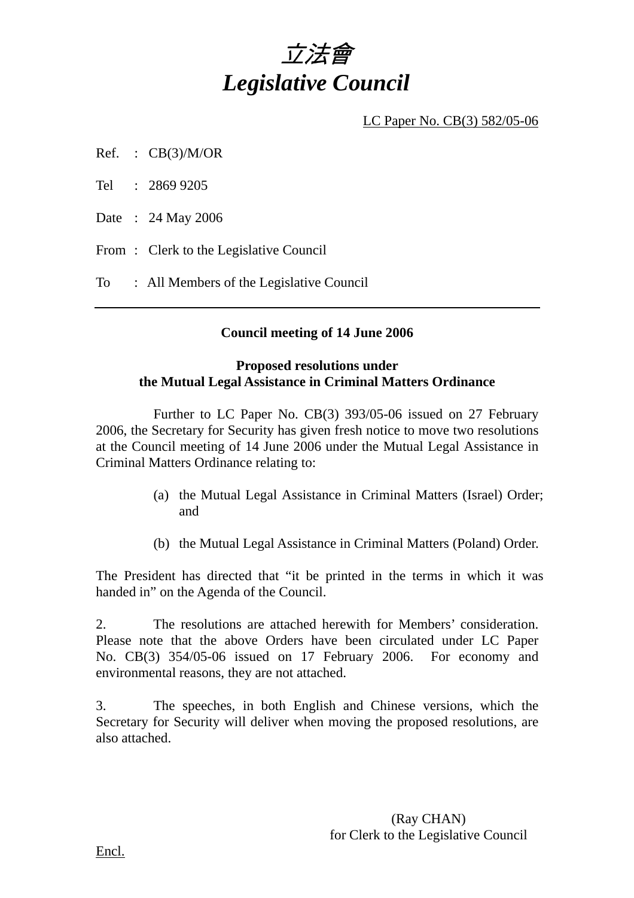# *立法會*
# *Legislative Council*

LC Paper No. CB(3) 582/05-06

Ref. : CB(3)/M/OR

Tel : 2869 9205

Date : 24 May 2006

From : Clerk to the Legislative Council

To : All Members of the Legislative Council

---

**Council meeting of 14 June 2006**

**Proposed resolutions under**
**the Mutual Legal Assistance in Criminal Matters Ordinance**

Further to LC Paper No. CB(3) 393/05-06 issued on 27 February 2006, the Secretary for Security has given fresh notice to move two resolutions at the Council meeting of 14 June 2006 under the Mutual Legal Assistance in Criminal Matters Ordinance relating to:

(a) the Mutual Legal Assistance in Criminal Matters (Israel) Order; and

(b) the Mutual Legal Assistance in Criminal Matters (Poland) Order.

The President has directed that "it be printed in the terms in which it was handed in" on the Agenda of the Council.

2. The resolutions are attached herewith for Members' consideration. Please note that the above Orders have been circulated under LC Paper No. CB(3) 354/05-06 issued on 17 February 2006. For economy and environmental reasons, they are not attached.

3. The speeches, in both English and Chinese versions, which the Secretary for Security will deliver when moving the proposed resolutions, are also attached.

(Ray CHAN)
for Clerk to the Legislative Council

Encl.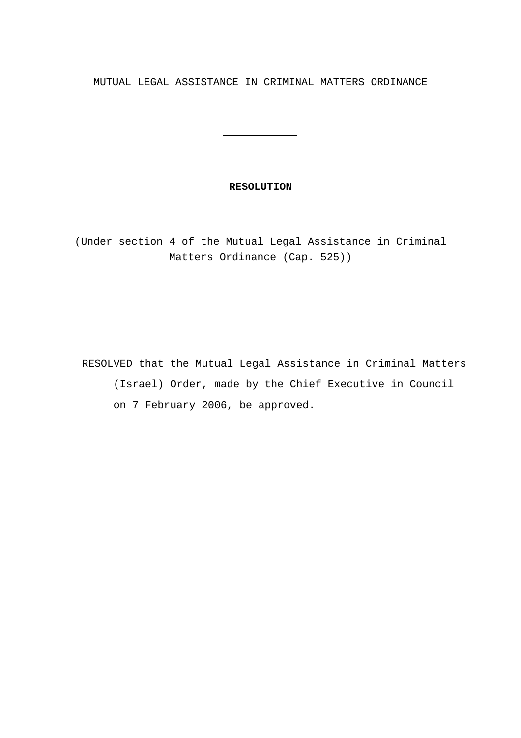MUTUAL LEGAL ASSISTANCE IN CRIMINAL MATTERS ORDINANCE

---

**RESOLUTION**

(Under section 4 of the Mutual Legal Assistance in Criminal Matters Ordinance (Cap. 525))

---

RESOLVED that the Mutual Legal Assistance in Criminal Matters (Israel) Order, made by the Chief Executive in Council on 7 February 2006, be approved.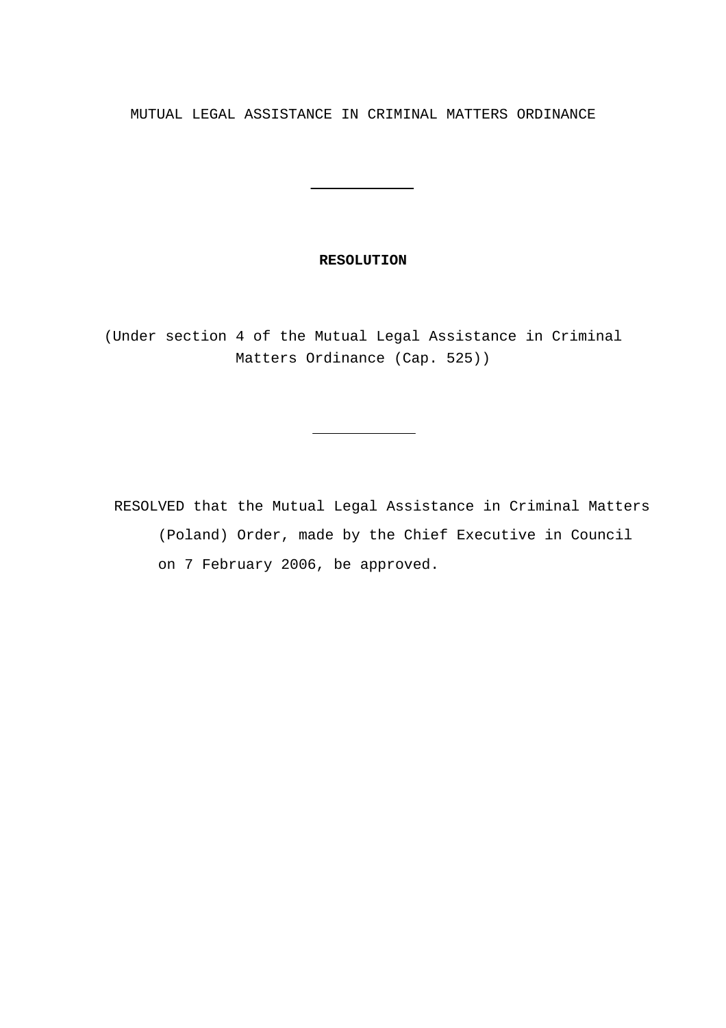MUTUAL LEGAL ASSISTANCE IN CRIMINAL MATTERS ORDINANCE

---

**RESOLUTION**

(Under section 4 of the Mutual Legal Assistance in Criminal Matters Ordinance (Cap. 525))

---

RESOLVED that the Mutual Legal Assistance in Criminal Matters (Poland) Order, made by the Chief Executive in Council on 7 February 2006, be approved.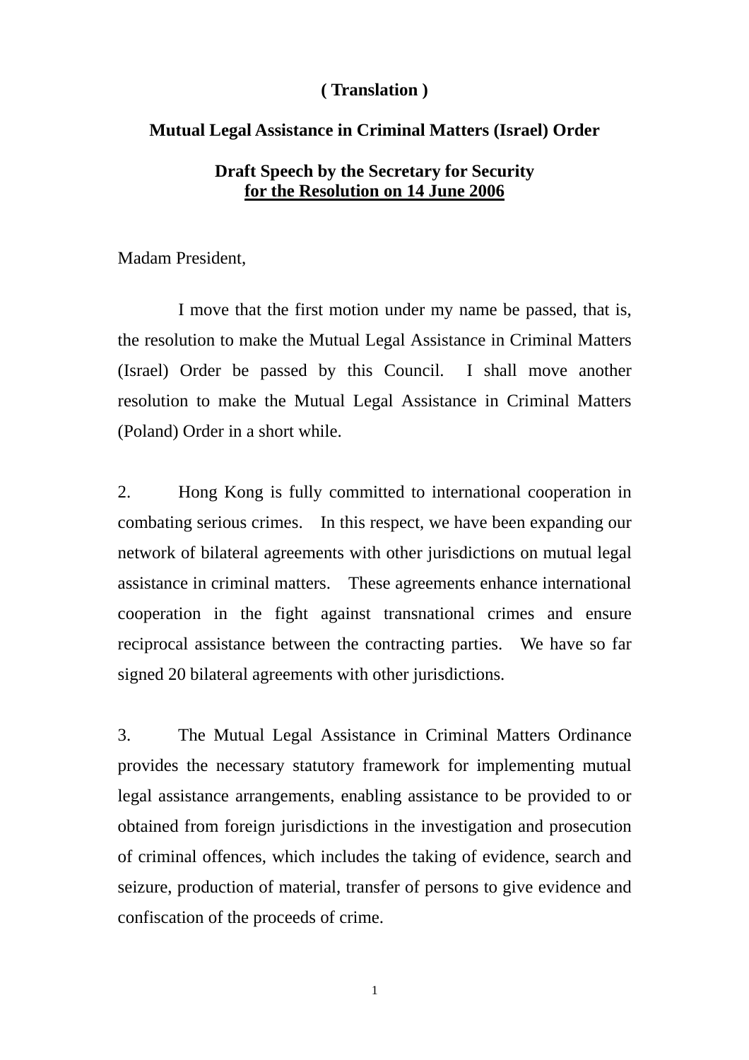**( Translation )**

**Mutual Legal Assistance in Criminal Matters (Israel) Order**

**Draft Speech by the Secretary for Security**
**<u>for the Resolution on 14 June 2006</u>**

Madam President,

I move that the first motion under my name be passed, that is, the resolution to make the Mutual Legal Assistance in Criminal Matters (Israel) Order be passed by this Council. I shall move another resolution to make the Mutual Legal Assistance in Criminal Matters (Poland) Order in a short while.

2. Hong Kong is fully committed to international cooperation in combating serious crimes. In this respect, we have been expanding our network of bilateral agreements with other jurisdictions on mutual legal assistance in criminal matters. These agreements enhance international cooperation in the fight against transnational crimes and ensure reciprocal assistance between the contracting parties. We have so far signed 20 bilateral agreements with other jurisdictions.

3. The Mutual Legal Assistance in Criminal Matters Ordinance provides the necessary statutory framework for implementing mutual legal assistance arrangements, enabling assistance to be provided to or obtained from foreign jurisdictions in the investigation and prosecution of criminal offences, which includes the taking of evidence, search and seizure, production of material, transfer of persons to give evidence and confiscation of the proceeds of crime.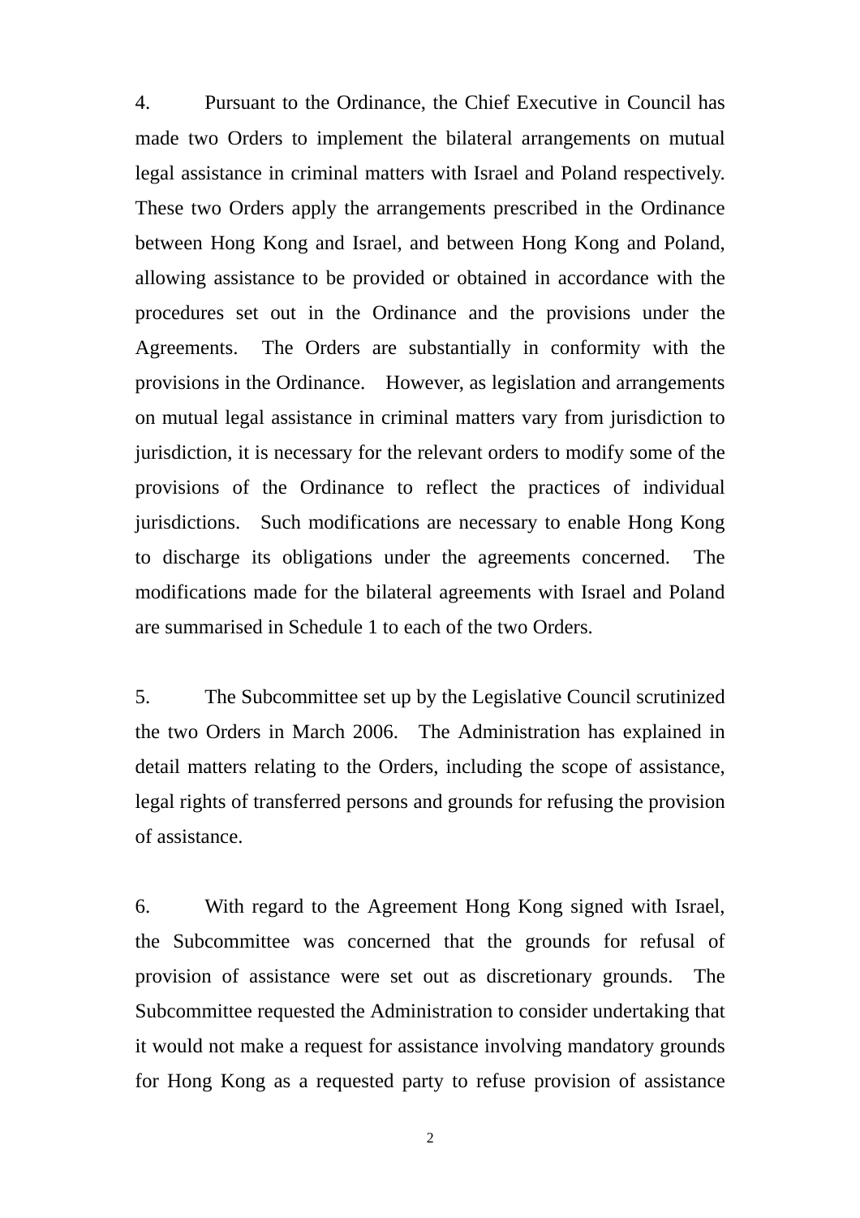4. Pursuant to the Ordinance, the Chief Executive in Council has made two Orders to implement the bilateral arrangements on mutual legal assistance in criminal matters with Israel and Poland respectively. These two Orders apply the arrangements prescribed in the Ordinance between Hong Kong and Israel, and between Hong Kong and Poland, allowing assistance to be provided or obtained in accordance with the procedures set out in the Ordinance and the provisions under the Agreements. The Orders are substantially in conformity with the provisions in the Ordinance. However, as legislation and arrangements on mutual legal assistance in criminal matters vary from jurisdiction to jurisdiction, it is necessary for the relevant orders to modify some of the provisions of the Ordinance to reflect the practices of individual jurisdictions. Such modifications are necessary to enable Hong Kong to discharge its obligations under the agreements concerned. The modifications made for the bilateral agreements with Israel and Poland are summarised in Schedule 1 to each of the two Orders.

5. The Subcommittee set up by the Legislative Council scrutinized the two Orders in March 2006. The Administration has explained in detail matters relating to the Orders, including the scope of assistance, legal rights of transferred persons and grounds for refusing the provision of assistance.

6. With regard to the Agreement Hong Kong signed with Israel, the Subcommittee was concerned that the grounds for refusal of provision of assistance were set out as discretionary grounds. The Subcommittee requested the Administration to consider undertaking that it would not make a request for assistance involving mandatory grounds for Hong Kong as a requested party to refuse provision of assistance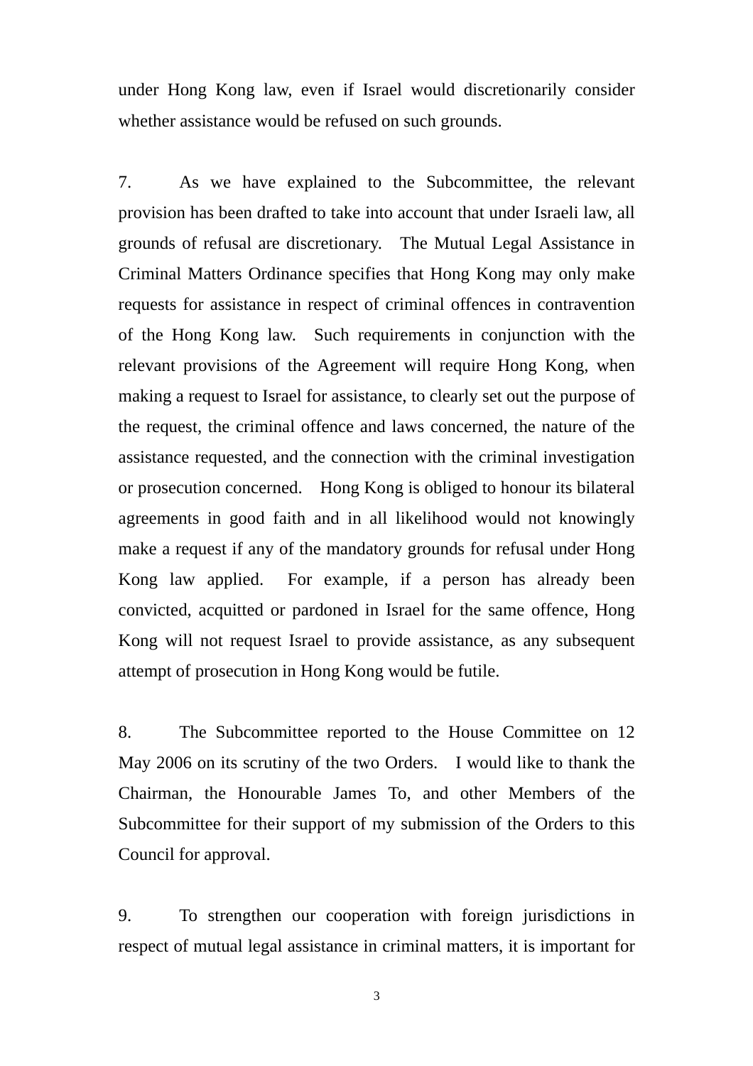under Hong Kong law, even if Israel would discretionarily consider whether assistance would be refused on such grounds.

7. As we have explained to the Subcommittee, the relevant provision has been drafted to take into account that under Israeli law, all grounds of refusal are discretionary. The Mutual Legal Assistance in Criminal Matters Ordinance specifies that Hong Kong may only make requests for assistance in respect of criminal offences in contravention of the Hong Kong law. Such requirements in conjunction with the relevant provisions of the Agreement will require Hong Kong, when making a request to Israel for assistance, to clearly set out the purpose of the request, the criminal offence and laws concerned, the nature of the assistance requested, and the connection with the criminal investigation or prosecution concerned. Hong Kong is obliged to honour its bilateral agreements in good faith and in all likelihood would not knowingly make a request if any of the mandatory grounds for refusal under Hong Kong law applied. For example, if a person has already been convicted, acquitted or pardoned in Israel for the same offence, Hong Kong will not request Israel to provide assistance, as any subsequent attempt of prosecution in Hong Kong would be futile.

8. The Subcommittee reported to the House Committee on 12 May 2006 on its scrutiny of the two Orders. I would like to thank the Chairman, the Honourable James To, and other Members of the Subcommittee for their support of my submission of the Orders to this Council for approval.

9. To strengthen our cooperation with foreign jurisdictions in respect of mutual legal assistance in criminal matters, it is important for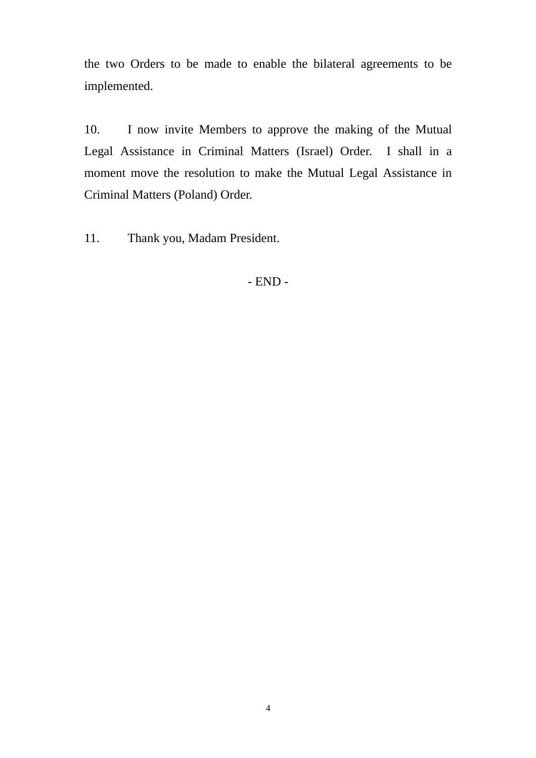the two Orders to be made to enable the bilateral agreements to be implemented.

10. I now invite Members to approve the making of the Mutual Legal Assistance in Criminal Matters (Israel) Order. I shall in a moment move the resolution to make the Mutual Legal Assistance in Criminal Matters (Poland) Order.

11. Thank you, Madam President.

- END -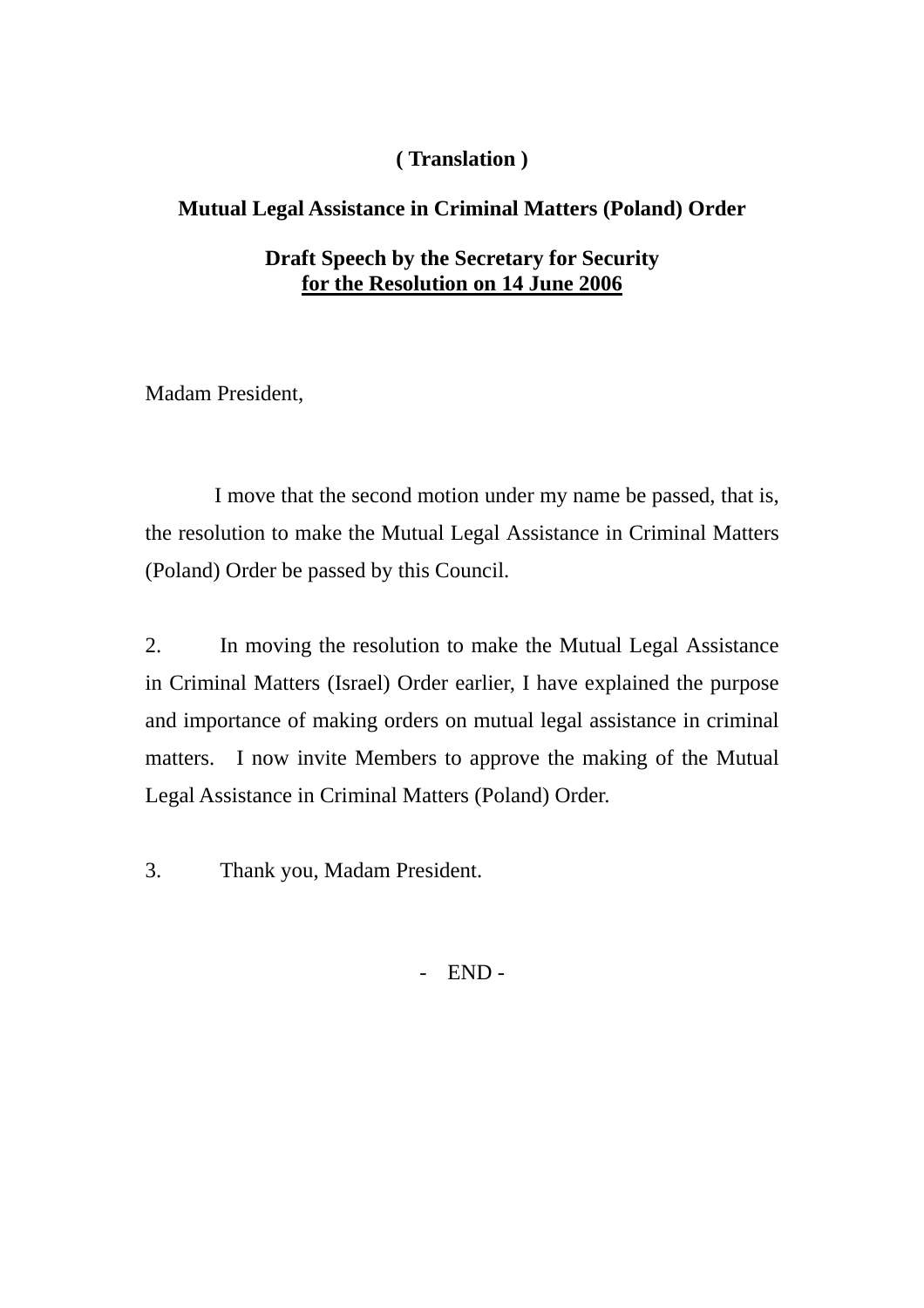**( Translation )**

**Mutual Legal Assistance in Criminal Matters (Poland) Order**

**Draft Speech by the Secretary for Security**
**<u>for the Resolution on 14 June 2006</u>**

Madam President,

I move that the second motion under my name be passed, that is, the resolution to make the Mutual Legal Assistance in Criminal Matters (Poland) Order be passed by this Council.

2. In moving the resolution to make the Mutual Legal Assistance in Criminal Matters (Israel) Order earlier, I have explained the purpose and importance of making orders on mutual legal assistance in criminal matters. I now invite Members to approve the making of the Mutual Legal Assistance in Criminal Matters (Poland) Order.

3. Thank you, Madam President.

\- END -